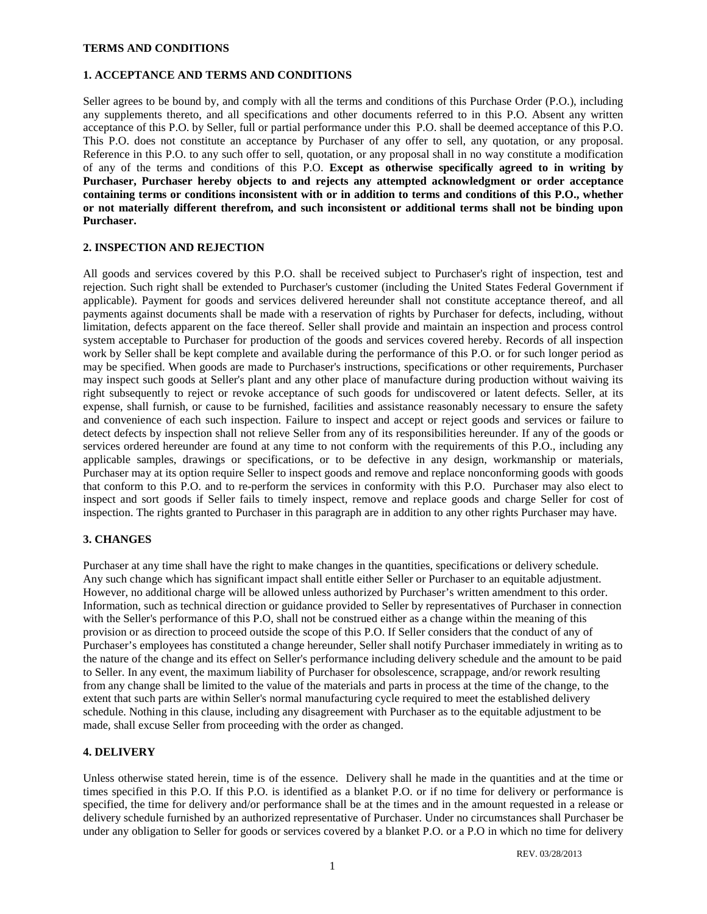# TERMS AND CONDITIONS

## 1. ACCEPTANCE AND TERMS AND CONDITIONS

Seller agrees to be bound by, and comply with all the terms and conditions of this Purchase Order (P.O.), including any supplements thereto, and all specifications and other documents referred to in this P.O. Absent any written acceptance of this P.O. by Seller, full or partial performance under this P.O. shall be deemed acceptance of this P.O. This P.O. does not constitute an acceptance by Purchaser of any offer to sell, any quotation, or any proposal. Reference in this P.O. to any such offer to sell, quotation, or any proposal shall in no way constitute a modification of any of the terms and conditions of this P.O. **Except as otherwise specifically agreed to in writing by Purchaser, Purchaser hereby objects to and rejects any attempted acknowledgment or order acceptance containing terms or conditions inconsistent with or in addition to terms and conditions of this P.O., whether or not materially different therefrom, and such inconsistent or additional terms shall not be binding upon Purchaser.**

## 2. INSPECTION AND REJECTION

All goods and services covered by this P.O. shall be received subject to Purchaser's right of inspection, test and rejection. Such right shall be extended to Purchaser's customer (including the United States Federal Government if applicable). Payment for goods and services delivered hereunder shall not constitute acceptance thereof, and all payments against documents shall be made with a reservation of rights by Purchaser for defects, including, without limitation, defects apparent on the face thereof. Seller shall provide and maintain an inspection and process control system acceptable to Purchaser for production of the goods and services covered hereby. Records of all inspection work by Seller shall be kept complete and available during the performance of this P.O. or for such longer period as may be specified. When goods are made to Purchaser's instructions, specifications or other requirements, Purchaser may inspect such goods at Seller's plant and any other place of manufacture during production without waiving its right subsequently to reject or revoke acceptance of such goods for undiscovered or latent defects. Seller, at its expense, shall furnish, or cause to be furnished, facilities and assistance reasonably necessary to ensure the safety and convenience of each such inspection. Failure to inspect and accept or reject goods and services or failure to detect defects by inspection shall not relieve Seller from any of its responsibilities hereunder. If any of the goods or services ordered hereunder are found at any time to not conform with the requirements of this P.O., including any applicable samples, drawings or specifications, or to be defective in any design, workmanship or materials, Purchaser may at its option require Seller to inspect goods and remove and replace nonconforming goods with goods that conform to this P.O. and to re-perform the services in conformity with this P.O. Purchaser may also elect to inspect and sort goods if Seller fails to timely inspect, remove and replace goods and charge Seller for cost of inspection. The rights granted to Purchaser in this paragraph are in addition to any other rights Purchaser may have.

## 3. CHANGES

Purchaser at any time shall have the right to make changes in the quantities, specifications or delivery schedule. Any such change which has significant impact shall entitle either Seller or Purchaser to an equitable adjustment. However, no additional charge will be allowed unless authorized by Purchaser's written amendment to this order. Information, such as technical direction or guidance provided to Seller by representatives of Purchaser in connection with the Seller's performance of this P.O, shall not be construed either as a change within the meaning of this provision or as direction to proceed outside the scope of this P.O. If Seller considers that the conduct of any of Purchaser's employees has constituted a change hereunder, Seller shall notify Purchaser immediately in writing as to the nature of the change and its effect on Seller's performance including delivery schedule and the amount to be paid to Seller. In any event, the maximum liability of Purchaser for obsolescence, scrappage, and/or rework resulting from any change shall be limited to the value of the materials and parts in process at the time of the change, to the extent that such parts are within Seller's normal manufacturing cycle required to meet the established delivery schedule. Nothing in this clause, including any disagreement with Purchaser as to the equitable adjustment to be made, shall excuse Seller from proceeding with the order as changed.

## 4. DELIVERY

Unless otherwise stated herein, time is of the essence. Delivery shall he made in the quantities and at the time or times specified in this P.O. If this P.O. is identified as a blanket P.O. or if no time for delivery or performance is specified, the time for delivery and/or performance shall be at the times and in the amount requested in a release or delivery schedule furnished by an authorized representative of Purchaser. Under no circumstances shall Purchaser be under any obligation to Seller for goods or services covered by a blanket P.O. or a P.O in which no time for delivery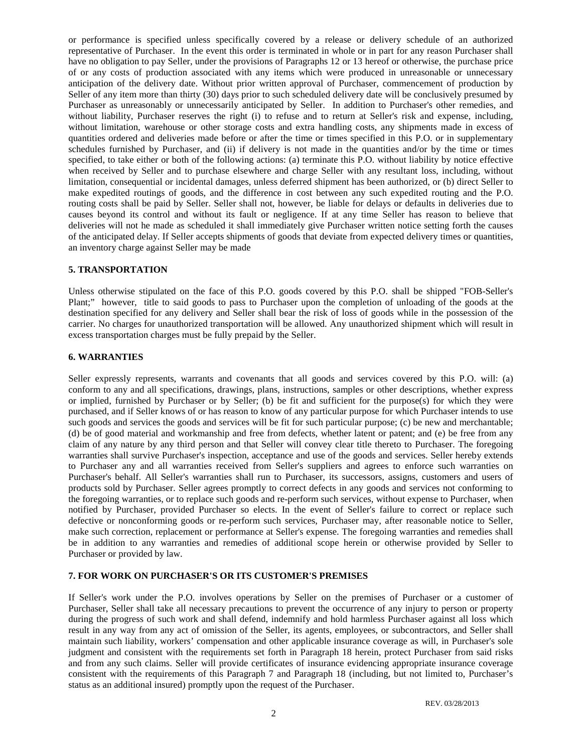or performance is specified unless specifically covered by a release or delivery schedule of an authorized representative of Purchaser. In the event this order is terminated in whole or in part for any reason Purchaser shall have no obligation to pay Seller, under the provisions of Paragraphs 12 or 13 hereof or otherwise, the purchase price of or any costs of production associated with any items which were produced in unreasonable or unnecessary anticipation of the delivery date. Without prior written approval of Purchaser, commencement of production by Seller of any item more than thirty (30) days prior to such scheduled delivery date will be conclusively presumed by Purchaser as unreasonably or unnecessarily anticipated by Seller. In addition to Purchaser's other remedies, and without liability, Purchaser reserves the right (i) to refuse and to return at Seller's risk and expense, including, without limitation, warehouse or other storage costs and extra handling costs, any shipments made in excess of quantities ordered and deliveries made before or after the time or times specified in this P.O. or in supplementary schedules furnished by Purchaser, and (ii) if delivery is not made in the quantities and/or by the time or times specified, to take either or both of the following actions: (a) terminate this P.O. without liability by notice effective when received by Seller and to purchase elsewhere and charge Seller with any resultant loss, including, without limitation, consequential or incidental damages, unless deferred shipment has been authorized, or (b) direct Seller to make expedited routings of goods, and the difference in cost between any such expedited routing and the P.O. routing costs shall be paid by Seller. Seller shall not, however, be liable for delays or defaults in deliveries due to causes beyond its control and without its fault or negligence. If at any time Seller has reason to believe that deliveries will not be made as scheduled it shall immediately give Purchaser written notice setting forth the causes of the anticipated delay. If Seller accepts shipments of goods that deviate from expected delivery times or quantities, an inventory charge against Seller may be made

**5. TRANSPORTATION**

Unless otherwise stipulated on the face of this P.O. goods covered by this P.O. shall be shipped "FOB-Seller's Plant;" however, title to said goods to pass to Purchaser upon the completion of unloading of the goods at the destination specified for any delivery and Seller shall bear the risk of loss of goods while in the possession of the carrier. No charges for unauthorized transportation will be allowed. Any unauthorized shipment which will result in excess transportation charges must be fully prepaid by the Seller.

**6. WARRANTIES**

Seller expressly represents, warrants and covenants that all goods and services covered by this P.O. will: (a) conform to any and all specifications, drawings, plans, instructions, samples or other descriptions, whether express or implied, furnished by Purchaser or by Seller; (b) be fit and sufficient for the purpose(s) for which they were purchased, and if Seller knows of or has reason to know of any particular purpose for which Purchaser intends to use such goods and services the goods and services will be fit for such particular purpose; (c) be new and merchantable; (d) be of good material and workmanship and free from defects, whether latent or patent; and (e) be free from any claim of any nature by any third person and that Seller will convey clear title thereto to Purchaser. The foregoing warranties shall survive Purchaser's inspection, acceptance and use of the goods and services. Seller hereby extends to Purchaser any and all warranties received from Seller's suppliers and agrees to enforce such warranties on Purchaser's behalf. All Seller's warranties shall run to Purchaser, its successors, assigns, customers and users of products sold by Purchaser. Seller agrees promptly to correct defects in any goods and services not conforming to the foregoing warranties, or to replace such goods and re-perform such services, without expense to Purchaser, when notified by Purchaser, provided Purchaser so elects. In the event of Seller's failure to correct or replace such defective or nonconforming goods or re-perform such services, Purchaser may, after reasonable notice to Seller, make such correction, replacement or performance at Seller's expense. The foregoing warranties and remedies shall be in addition to any warranties and remedies of additional scope herein or otherwise provided by Seller to Purchaser or provided by law.

**7. FOR WORK ON PURCHASER'S OR ITS CUSTOMER'S PREMISES**

If Seller's work under the P.O. involves operations by Seller on the premises of Purchaser or a customer of Purchaser, Seller shall take all necessary precautions to prevent the occurrence of any injury to person or property during the progress of such work and shall defend, indemnify and hold harmless Purchaser against all loss which result in any way from any act of omission of the Seller, its agents, employees, or subcontractors, and Seller shall maintain such liability, workers' compensation and other applicable insurance coverage as will, in Purchaser's sole judgment and consistent with the requirements set forth in Paragraph 18 herein, protect Purchaser from said risks and from any such claims. Seller will provide certificates of insurance evidencing appropriate insurance coverage consistent with the requirements of this Paragraph 7 and Paragraph 18 (including, but not limited to, Purchaser's status as an additional insured) promptly upon the request of the Purchaser.

REV. 03/28/2013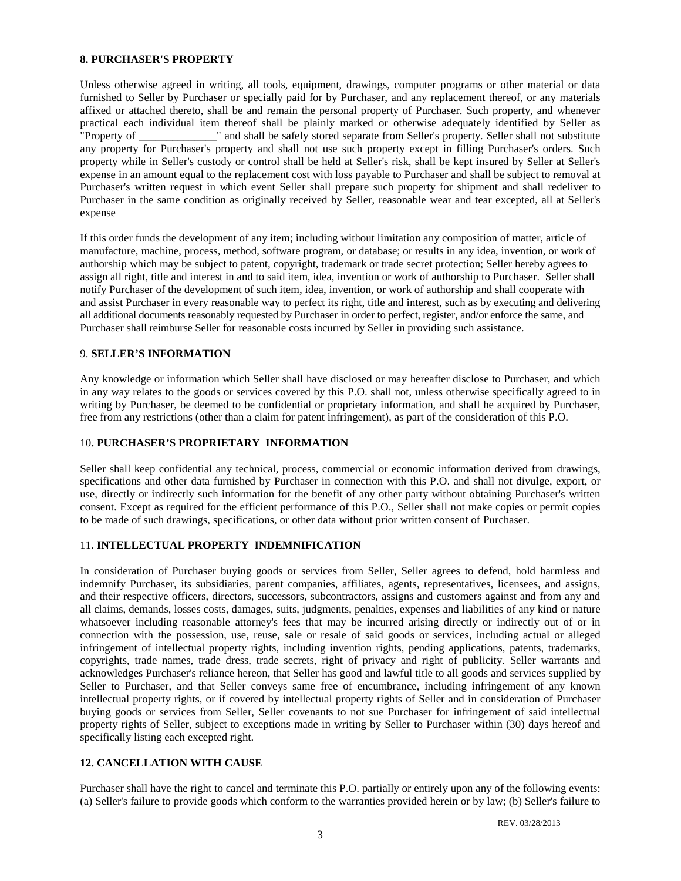**8. PURCHASER'S PROPERTY**

Unless otherwise agreed in writing, all tools, equipment, drawings, computer programs or other material or data furnished to Seller by Purchaser or specially paid for by Purchaser, and any replacement thereof, or any materials affixed or attached thereto, shall be and remain the personal property of Purchaser. Such property, and whenever practical each individual item thereof shall be plainly marked or otherwise adequately identified by Seller as "Property of ______________" and shall be safely stored separate from Seller's property. Seller shall not substitute any property for Purchaser's property and shall not use such property except in filling Purchaser's orders. Such property while in Seller's custody or control shall be held at Seller's risk, shall be kept insured by Seller at Seller's expense in an amount equal to the replacement cost with loss payable to Purchaser and shall be subject to removal at Purchaser's written request in which event Seller shall prepare such property for shipment and shall redeliver to Purchaser in the same condition as originally received by Seller, reasonable wear and tear excepted, all at Seller's expense

If this order funds the development of any item; including without limitation any composition of matter, article of manufacture, machine, process, method, software program, or database; or results in any idea, invention, or work of authorship which may be subject to patent, copyright, trademark or trade secret protection; Seller hereby agrees to assign all right, title and interest in and to said item, idea, invention or work of authorship to Purchaser. Seller shall notify Purchaser of the development of such item, idea, invention, or work of authorship and shall cooperate with and assist Purchaser in every reasonable way to perfect its right, title and interest, such as by executing and delivering all additional documents reasonably requested by Purchaser in order to perfect, register, and/or enforce the same, and Purchaser shall reimburse Seller for reasonable costs incurred by Seller in providing such assistance.

9. **SELLER'S INFORMATION**

Any knowledge or information which Seller shall have disclosed or may hereafter disclose to Purchaser, and which in any way relates to the goods or services covered by this P.O. shall not, unless otherwise specifically agreed to in writing by Purchaser, be deemed to be confidential or proprietary information, and shall he acquired by Purchaser, free from any restrictions (other than a claim for patent infringement), as part of the consideration of this P.O.

10**. PURCHASER'S PROPRIETARY INFORMATION**

Seller shall keep confidential any technical, process, commercial or economic information derived from drawings, specifications and other data furnished by Purchaser in connection with this P.O. and shall not divulge, export, or use, directly or indirectly such information for the benefit of any other party without obtaining Purchaser's written consent. Except as required for the efficient performance of this P.O., Seller shall not make copies or permit copies to be made of such drawings, specifications, or other data without prior written consent of Purchaser.

11. **INTELLECTUAL PROPERTY INDEMNIFICATION**

In consideration of Purchaser buying goods or services from Seller, Seller agrees to defend, hold harmless and indemnify Purchaser, its subsidiaries, parent companies, affiliates, agents, representatives, licensees, and assigns, and their respective officers, directors, successors, subcontractors, assigns and customers against and from any and all claims, demands, losses costs, damages, suits, judgments, penalties, expenses and liabilities of any kind or nature whatsoever including reasonable attorney's fees that may be incurred arising directly or indirectly out of or in connection with the possession, use, reuse, sale or resale of said goods or services, including actual or alleged infringement of intellectual property rights, including invention rights, pending applications, patents, trademarks, copyrights, trade names, trade dress, trade secrets, right of privacy and right of publicity. Seller warrants and acknowledges Purchaser's reliance hereon, that Seller has good and lawful title to all goods and services supplied by Seller to Purchaser, and that Seller conveys same free of encumbrance, including infringement of any known intellectual property rights, or if covered by intellectual property rights of Seller and in consideration of Purchaser buying goods or services from Seller, Seller covenants to not sue Purchaser for infringement of said intellectual property rights of Seller, subject to exceptions made in writing by Seller to Purchaser within (30) days hereof and specifically listing each excepted right.

**12. CANCELLATION WITH CAUSE**

Purchaser shall have the right to cancel and terminate this P.O. partially or entirely upon any of the following events: (a) Seller's failure to provide goods which conform to the warranties provided herein or by law; (b) Seller's failure to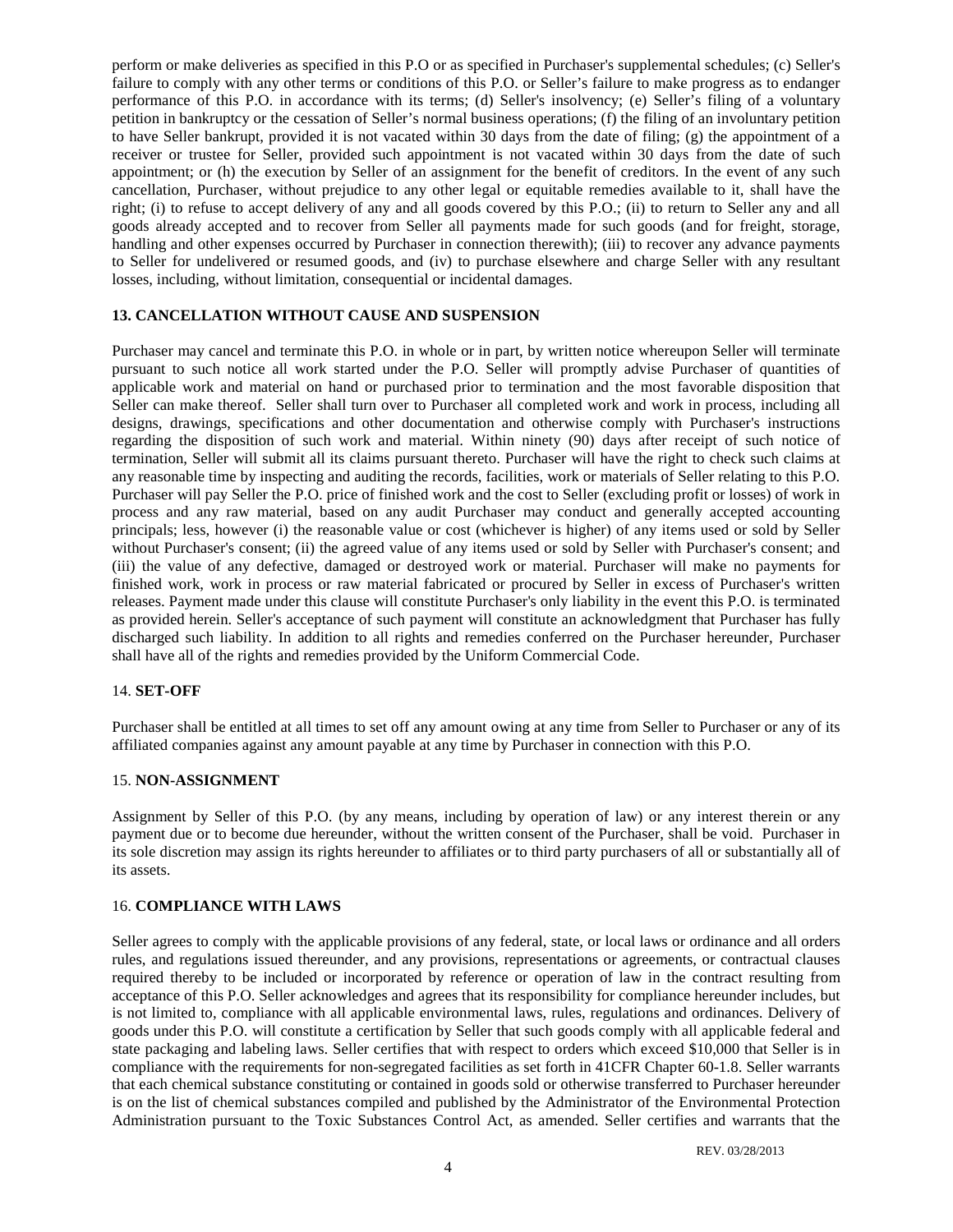perform or make deliveries as specified in this P.O or as specified in Purchaser's supplemental schedules; (c) Seller's failure to comply with any other terms or conditions of this P.O. or Seller's failure to make progress as to endanger performance of this P.O. in accordance with its terms; (d) Seller's insolvency; (e) Seller's filing of a voluntary petition in bankruptcy or the cessation of Seller's normal business operations; (f) the filing of an involuntary petition to have Seller bankrupt, provided it is not vacated within 30 days from the date of filing; (g) the appointment of a receiver or trustee for Seller, provided such appointment is not vacated within 30 days from the date of such appointment; or (h) the execution by Seller of an assignment for the benefit of creditors. In the event of any such cancellation, Purchaser, without prejudice to any other legal or equitable remedies available to it, shall have the right; (i) to refuse to accept delivery of any and all goods covered by this P.O.; (ii) to return to Seller any and all goods already accepted and to recover from Seller all payments made for such goods (and for freight, storage, handling and other expenses occurred by Purchaser in connection therewith); (iii) to recover any advance payments to Seller for undelivered or resumed goods, and (iv) to purchase elsewhere and charge Seller with any resultant losses, including, without limitation, consequential or incidental damages.

**13. CANCELLATION WITHOUT CAUSE AND SUSPENSION**

Purchaser may cancel and terminate this P.O. in whole or in part, by written notice whereupon Seller will terminate pursuant to such notice all work started under the P.O. Seller will promptly advise Purchaser of quantities of applicable work and material on hand or purchased prior to termination and the most favorable disposition that Seller can make thereof. Seller shall turn over to Purchaser all completed work and work in process, including all designs, drawings, specifications and other documentation and otherwise comply with Purchaser's instructions regarding the disposition of such work and material. Within ninety (90) days after receipt of such notice of termination, Seller will submit all its claims pursuant thereto. Purchaser will have the right to check such claims at any reasonable time by inspecting and auditing the records, facilities, work or materials of Seller relating to this P.O. Purchaser will pay Seller the P.O. price of finished work and the cost to Seller (excluding profit or losses) of work in process and any raw material, based on any audit Purchaser may conduct and generally accepted accounting principals; less, however (i) the reasonable value or cost (whichever is higher) of any items used or sold by Seller without Purchaser's consent; (ii) the agreed value of any items used or sold by Seller with Purchaser's consent; and (iii) the value of any defective, damaged or destroyed work or material. Purchaser will make no payments for finished work, work in process or raw material fabricated or procured by Seller in excess of Purchaser's written releases. Payment made under this clause will constitute Purchaser's only liability in the event this P.O. is terminated as provided herein. Seller's acceptance of such payment will constitute an acknowledgment that Purchaser has fully discharged such liability. In addition to all rights and remedies conferred on the Purchaser hereunder, Purchaser shall have all of the rights and remedies provided by the Uniform Commercial Code.

14. **SET-OFF**

Purchaser shall be entitled at all times to set off any amount owing at any time from Seller to Purchaser or any of its affiliated companies against any amount payable at any time by Purchaser in connection with this P.O.

15. **NON-ASSIGNMENT**

Assignment by Seller of this P.O. (by any means, including by operation of law) or any interest therein or any payment due or to become due hereunder, without the written consent of the Purchaser, shall be void. Purchaser in its sole discretion may assign its rights hereunder to affiliates or to third party purchasers of all or substantially all of its assets.

16. **COMPLIANCE WITH LAWS**

Seller agrees to comply with the applicable provisions of any federal, state, or local laws or ordinance and all orders rules, and regulations issued thereunder, and any provisions, representations or agreements, or contractual clauses required thereby to be included or incorporated by reference or operation of law in the contract resulting from acceptance of this P.O. Seller acknowledges and agrees that its responsibility for compliance hereunder includes, but is not limited to, compliance with all applicable environmental laws, rules, regulations and ordinances. Delivery of goods under this P.O. will constitute a certification by Seller that such goods comply with all applicable federal and state packaging and labeling laws. Seller certifies that with respect to orders which exceed $10,000 that Seller is in compliance with the requirements for non-segregated facilities as set forth in 41CFR Chapter 60-1.8. Seller warrants that each chemical substance constituting or contained in goods sold or otherwise transferred to Purchaser hereunder is on the list of chemical substances compiled and published by the Administrator of the Environmental Protection Administration pursuant to the Toxic Substances Control Act, as amended. Seller certifies and warrants that the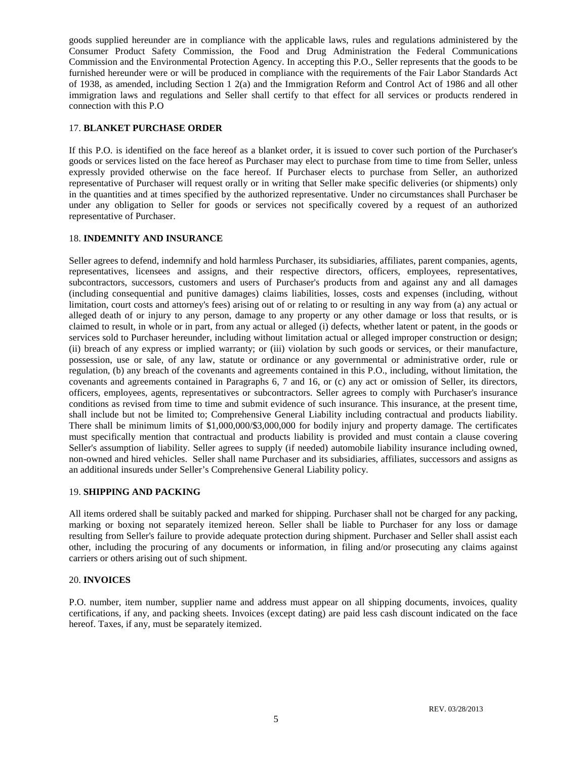goods supplied hereunder are in compliance with the applicable laws, rules and regulations administered by the Consumer Product Safety Commission, the Food and Drug Administration the Federal Communications Commission and the Environmental Protection Agency. In accepting this P.O., Seller represents that the goods to be furnished hereunder were or will be produced in compliance with the requirements of the Fair Labor Standards Act of 1938, as amended, including Section 1 2(a) and the Immigration Reform and Control Act of 1986 and all other immigration laws and regulations and Seller shall certify to that effect for all services or products rendered in connection with this P.O

17. **BLANKET PURCHASE ORDER**

If this P.O. is identified on the face hereof as a blanket order, it is issued to cover such portion of the Purchaser's goods or services listed on the face hereof as Purchaser may elect to purchase from time to time from Seller, unless expressly provided otherwise on the face hereof. If Purchaser elects to purchase from Seller, an authorized representative of Purchaser will request orally or in writing that Seller make specific deliveries (or shipments) only in the quantities and at times specified by the authorized representative. Under no circumstances shall Purchaser be under any obligation to Seller for goods or services not specifically covered by a request of an authorized representative of Purchaser.

18. **INDEMNITY AND INSURANCE**

Seller agrees to defend, indemnify and hold harmless Purchaser, its subsidiaries, affiliates, parent companies, agents, representatives, licensees and assigns, and their respective directors, officers, employees, representatives, subcontractors, successors, customers and users of Purchaser's products from and against any and all damages (including consequential and punitive damages) claims liabilities, losses, costs and expenses (including, without limitation, court costs and attorney's fees) arising out of or relating to or resulting in any way from (a) any actual or alleged death of or injury to any person, damage to any property or any other damage or loss that results, or is claimed to result, in whole or in part, from any actual or alleged (i) defects, whether latent or patent, in the goods or services sold to Purchaser hereunder, including without limitation actual or alleged improper construction or design; (ii) breach of any express or implied warranty; or (iii) violation by such goods or services, or their manufacture, possession, use or sale, of any law, statute or ordinance or any governmental or administrative order, rule or regulation, (b) any breach of the covenants and agreements contained in this P.O., including, without limitation, the covenants and agreements contained in Paragraphs 6, 7 and 16, or (c) any act or omission of Seller, its directors, officers, employees, agents, representatives or subcontractors. Seller agrees to comply with Purchaser's insurance conditions as revised from time to time and submit evidence of such insurance. This insurance, at the present time, shall include but not be limited to; Comprehensive General Liability including contractual and products liability. There shall be minimum limits of $1,000,000/$3,000,000 for bodily injury and property damage. The certificates must specifically mention that contractual and products liability is provided and must contain a clause covering Seller's assumption of liability. Seller agrees to supply (if needed) automobile liability insurance including owned, non-owned and hired vehicles. Seller shall name Purchaser and its subsidiaries, affiliates, successors and assigns as an additional insureds under Seller's Comprehensive General Liability policy.

19. **SHIPPING AND PACKING**

All items ordered shall be suitably packed and marked for shipping. Purchaser shall not be charged for any packing, marking or boxing not separately itemized hereon. Seller shall be liable to Purchaser for any loss or damage resulting from Seller's failure to provide adequate protection during shipment. Purchaser and Seller shall assist each other, including the procuring of any documents or information, in filing and/or prosecuting any claims against carriers or others arising out of such shipment.

20. **INVOICES**

P.O. number, item number, supplier name and address must appear on all shipping documents, invoices, quality certifications, if any, and packing sheets. Invoices (except dating) are paid less cash discount indicated on the face hereof. Taxes, if any, must be separately itemized.

REV. 03/28/2013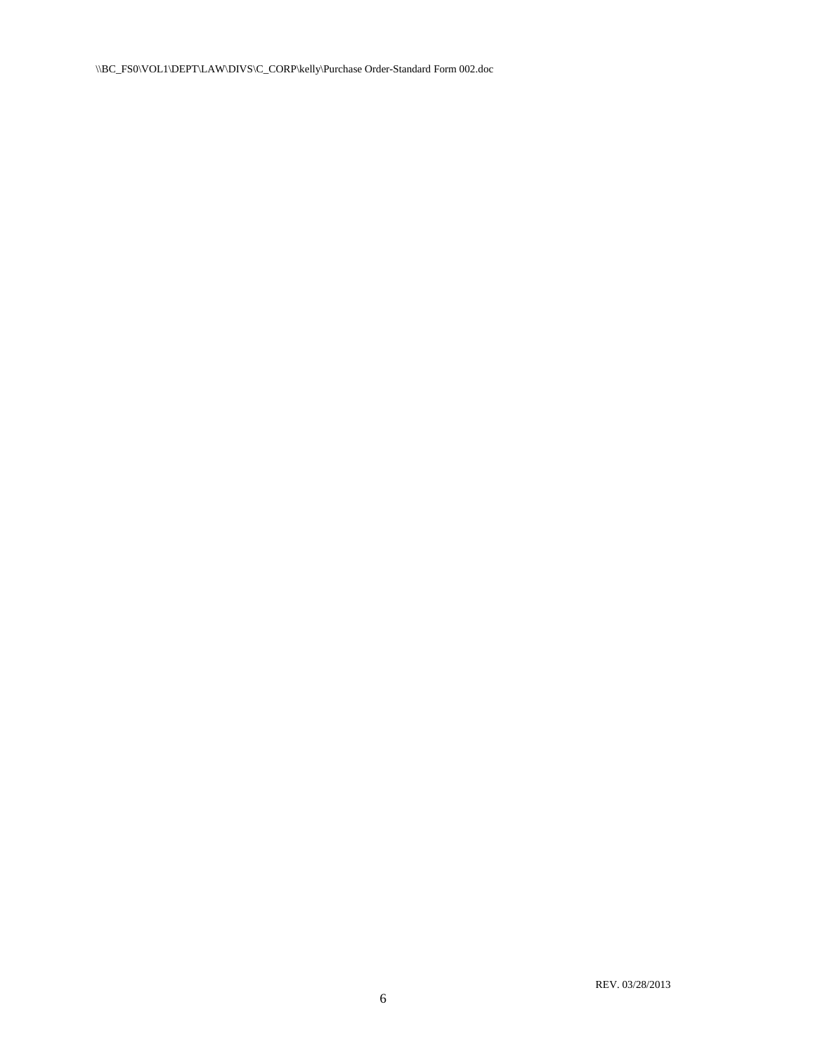\\BC_FS0\VOL1\DEPT\LAW\DIVS\C_CORP\kelly\Purchase Order-Standard Form 002.doc